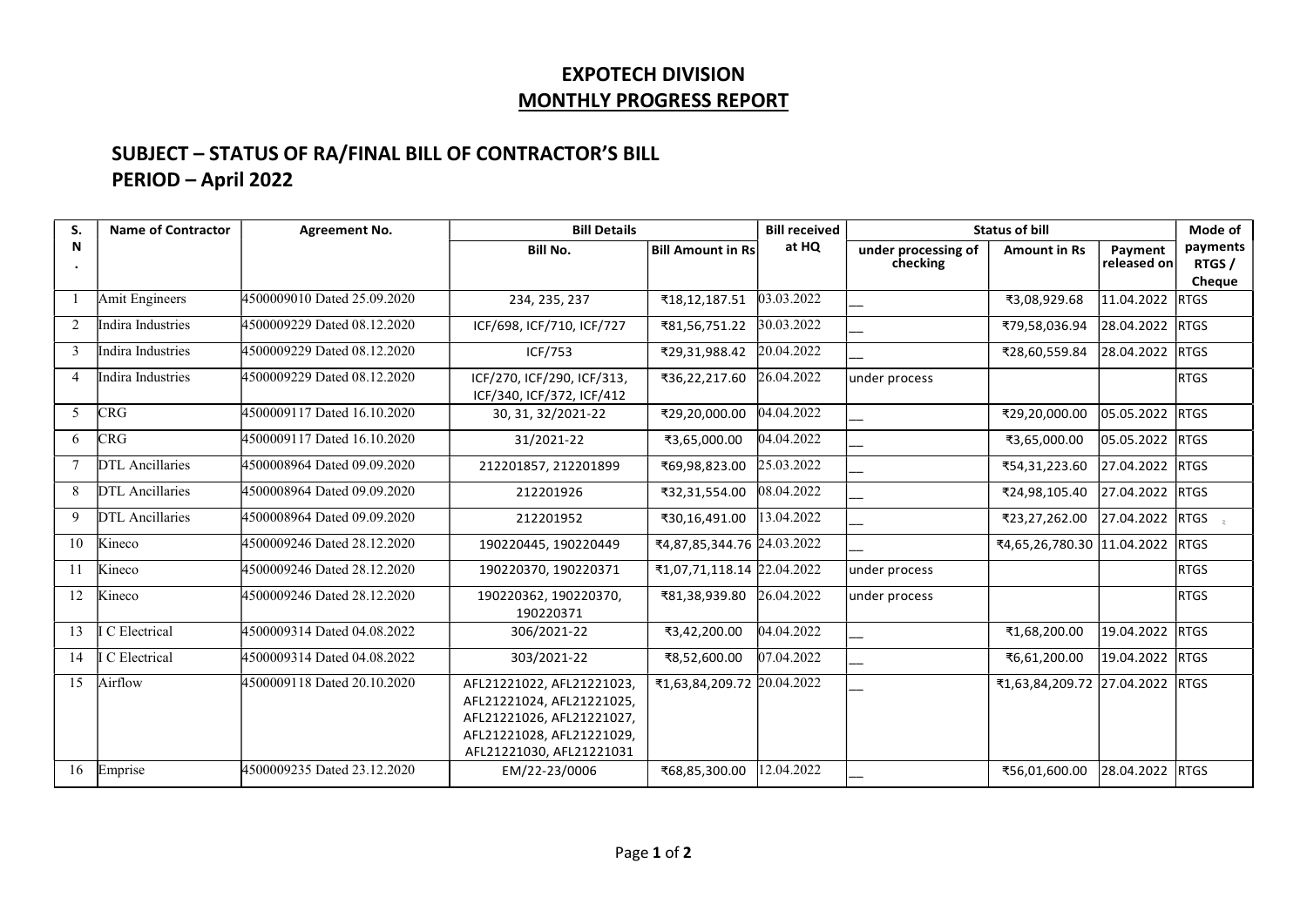## EXPOTECH DIVISION
## MONTHLY PROGRESS REPORT

### SUBJECT – STATUS OF RA/FINAL BILL OF CONTRACTOR'S BILL
### PERIOD – April 2022

| S. N. | Name of Contractor | Agreement No. | Bill Details | | Bill received at HQ | Status of bill | | | Mode of payments RTGS / Cheque |
|---|---|---|---|---|---|---|---|---|---|
| | | | Bill No. | Bill Amount in Rs | | under processing of checking | Amount in Rs | Payment released on | |
| 1 | Amit Engineers | 4500009010 Dated 25.09.2020 | 234, 235, 237 | ₹18,12,187.51 | 03.03.2022 | __ | ₹3,08,929.68 | 11.04.2022 | RTGS |
| 2 | Indira Industries | 4500009229 Dated 08.12.2020 | ICF/698, ICF/710, ICF/727 | ₹81,56,751.22 | 30.03.2022 | __ | ₹79,58,036.94 | 28.04.2022 | RTGS |
| 3 | Indira Industries | 4500009229 Dated 08.12.2020 | ICF/753 | ₹29,31,988.42 | 20.04.2022 | __ | ₹28,60,559.84 | 28.04.2022 | RTGS |
| 4 | Indira Industries | 4500009229 Dated 08.12.2020 | ICF/270, ICF/290, ICF/313, ICF/340, ICF/372, ICF/412 | ₹36,22,217.60 | 26.04.2022 | under process | | | RTGS |
| 5 | CRG | 4500009117 Dated 16.10.2020 | 30, 31, 32/2021-22 | ₹29,20,000.00 | 04.04.2022 | __ | ₹29,20,000.00 | 05.05.2022 | RTGS |
| 6 | CRG | 4500009117 Dated 16.10.2020 | 31/2021-22 | ₹3,65,000.00 | 04.04.2022 | __ | ₹3,65,000.00 | 05.05.2022 | RTGS |
| 7 | DTL Ancillaries | 4500008964 Dated 09.09.2020 | 212201857, 212201899 | ₹69,98,823.00 | 25.03.2022 | __ | ₹54,31,223.60 | 27.04.2022 | RTGS |
| 8 | DTL Ancillaries | 4500008964 Dated 09.09.2020 | 212201926 | ₹32,31,554.00 | 08.04.2022 | __ | ₹24,98,105.40 | 27.04.2022 | RTGS |
| 9 | DTL Ancillaries | 4500008964 Dated 09.09.2020 | 212201952 | ₹30,16,491.00 | 13.04.2022 | __ | ₹23,27,262.00 | 27.04.2022 | RTGS |
| 10 | Kineco | 4500009246 Dated 28.12.2020 | 190220445, 190220449 | ₹4,87,85,344.76 | 24.03.2022 | __ | ₹4,65,26,780.30 | 11.04.2022 | RTGS |
| 11 | Kineco | 4500009246 Dated 28.12.2020 | 190220370, 190220371 | ₹1,07,71,118.14 | 22.04.2022 | under process | | | RTGS |
| 12 | Kineco | 4500009246 Dated 28.12.2020 | 190220362, 190220370, 190220371 | ₹81,38,939.80 | 26.04.2022 | under process | | | RTGS |
| 13 | I C Electrical | 4500009314 Dated 04.08.2022 | 306/2021-22 | ₹3,42,200.00 | 04.04.2022 | __ | ₹1,68,200.00 | 19.04.2022 | RTGS |
| 14 | I C Electrical | 4500009314 Dated 04.08.2022 | 303/2021-22 | ₹8,52,600.00 | 07.04.2022 | __ | ₹6,61,200.00 | 19.04.2022 | RTGS |
| 15 | Airflow | 4500009118 Dated 20.10.2020 | AFL21221022, AFL21221023, AFL21221024, AFL21221025, AFL21221026, AFL21221027, AFL21221028, AFL21221029, AFL21221030, AFL21221031 | ₹1,63,84,209.72 | 20.04.2022 | __ | ₹1,63,84,209.72 | 27.04.2022 | RTGS |
| 16 | Emprise | 4500009235 Dated 23.12.2020 | EM/22-23/0006 | ₹68,85,300.00 | 12.04.2022 | __ | ₹56,01,600.00 | 28.04.2022 | RTGS |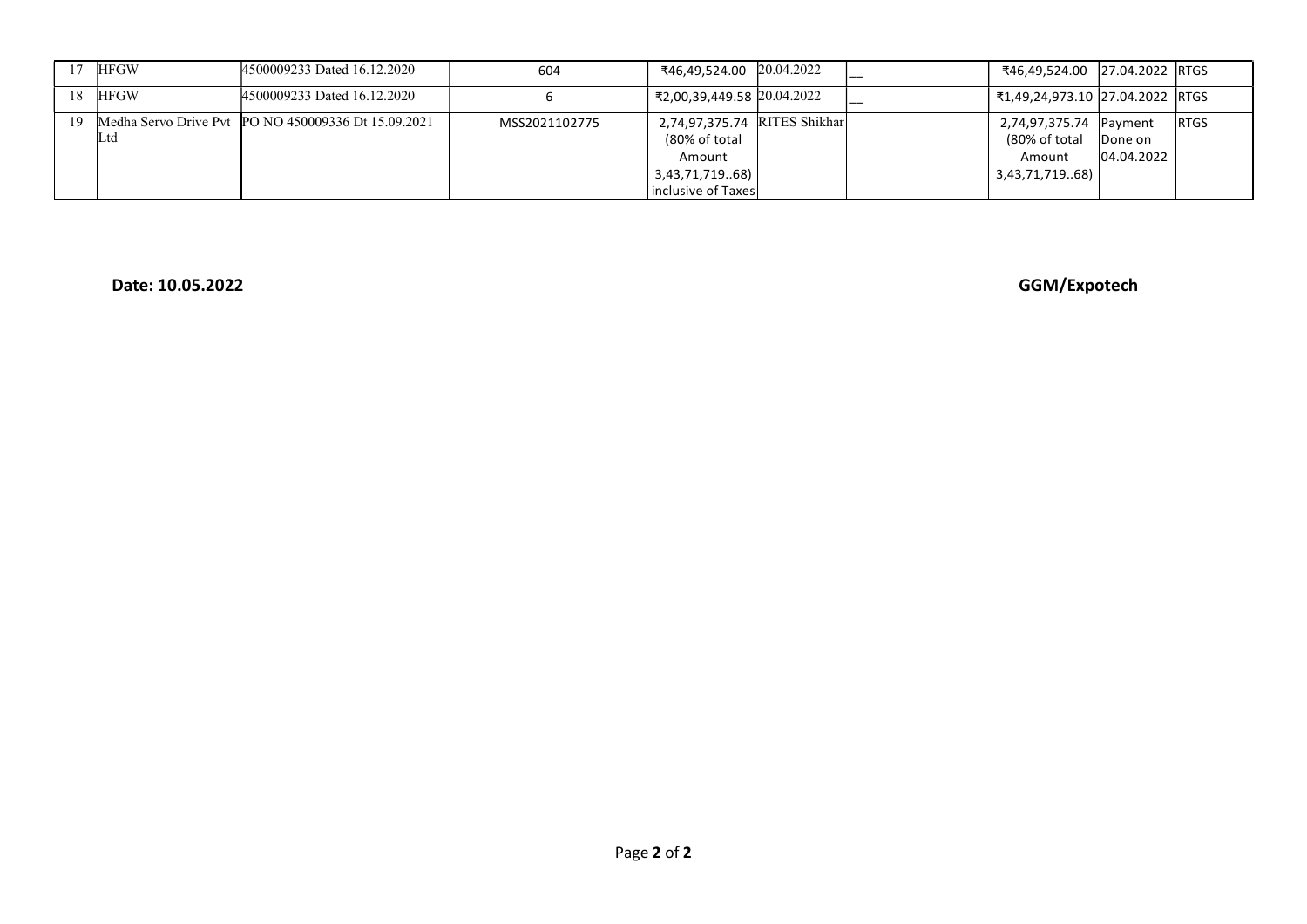| | | | | | | | | | |
|---|---|---|---|---|---|---|---|---|---|
| 17 | HFGW | 4500009233 Dated 16.12.2020 | 604 | ₹46,49,524.00 | 20.04.2022 | __ | ₹46,49,524.00 | 27.04.2022 | RTGS |
| 18 | HFGW | 4500009233 Dated 16.12.2020 | 6 | ₹2,00,39,449.58 | 20.04.2022 | __ | ₹1,49,24,973.10 | 27.04.2022 | RTGS |
| 19 | Medha Servo Drive Pvt Ltd | PO NO 450009336 Dt 15.09.2021 | MSS2021102775 | 2,74,97,375.74 (80% of total Amount 3,43,71,719..68) inclusive of Taxes | RITES Shikhar | | 2,74,97,375.74 (80% of total Amount 3,43,71,719..68) | Payment Done on 04.04.2022 | RTGS |

**Date: 10.05.2022**

**GGM/Expotech**